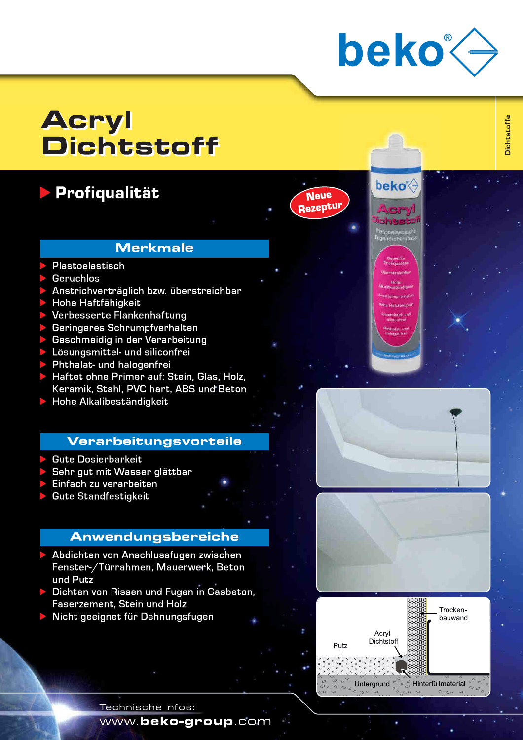# Acryl Dichtstoff

## Profiqualität

Neue Rezeptur

### Merkmale

- Plastoelastisch
- Geruchlos
- Anstrichverträglich bzw. überstreichbar
- Hohe Haftfähigkeit
- Verbesserte Flankenhaftung
- Geringeres Schrumpfverhalten
- Geschmeidig in der Verarbeitung
- Lösungsmittel- und siliconfrei
- Phthalat- und halogenfrei
- Haftet ohne Primer auf: Stein, Glas, Holz, Keramik, Stahl, PVC hart, ABS und Beton
- Hohe Alkalibeständigkeit

### Verarbeitungsvorteile

- Gute Dosierbarkeit
- Sehr gut mit Wasser glättbar
- Einfach zu verarbeiten
- Gute Standfestigkeit

### Anwendungsbereiche

- Abdichten von Anschlussfugen zwischen Fenster-/Türrahmen, Mauerwerk, Beton und Putz
- Dichten von Rissen und Fugen in Gasbeton, Faserzement, Stein und Holz
- Nicht geeignet für Dehnungsfugen

Trockenbauwand

Acryl Dichtstoff

Putz

Untergrund

Hinterfüllmaterial

Technische Infos:
www.beko-group.com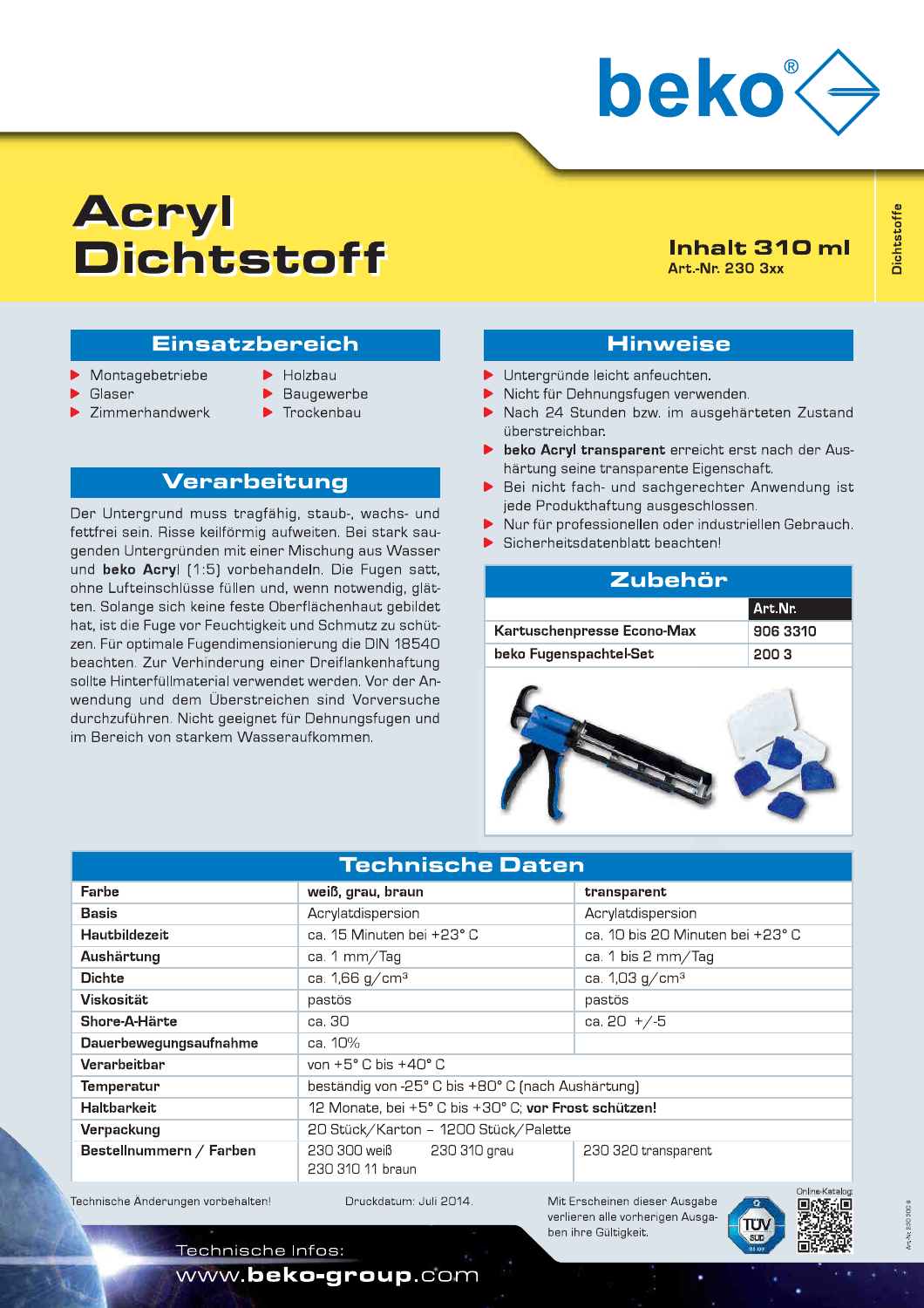beko®

# Acryl Dichtstoff

**Inhalt 310 ml**
Art.-Nr. 230 3xx

Dichtstoffe

## Einsatzbereich

- Montagebetriebe
- Glaser
- Zimmerhandwerk
- Holzbau
- Baugewerbe
- Trockenbau

## Verarbeitung

Der Untergrund muss tragfähig, staub-, wachs- und fettfrei sein. Risse keilförmig aufweiten. Bei stark saugenden Untergründen mit einer Mischung aus Wasser und **beko Acryl** (1:5) vorbehandeln. Die Fugen satt, ohne Lufteinschlüsse füllen und, wenn notwendig, glätten. Solange sich keine feste Oberflächenhaut gebildet hat, ist die Fuge vor Feuchtigkeit und Schmutz zu schützen. Für optimale Fugendimensionierung die DIN 18540 beachten. Zur Verhinderung einer Dreiflankenhaftung sollte Hinterfüllmaterial verwendet werden. Vor der Anwendung und dem Überstreichen sind Vorversuche durchzuführen. Nicht geeignet für Dehnungsfugen und im Bereich von starkem Wasseraufkommen.

## Hinweise

- Untergründe leicht anfeuchten.
- Nicht für Dehnungsfugen verwenden.
- Nach 24 Stunden bzw. im ausgehärteten Zustand überstreichbar.
- **beko Acryl transparent** erreicht erst nach der Aushärtung seine transparente Eigenschaft.
- Bei nicht fach- und sachgerechter Anwendung ist jede Produkthaftung ausgeschlossen.
- Nur für professionellen oder industriellen Gebrauch.
- Sicherheitsdatenblatt beachten!

## Zubehör

| | Art.Nr. |
|---|---|
| Kartuschenpresse Econo-Max | 906 3310 |
| beko Fugenspachtel-Set | 200 3 |

## Technische Daten

| | | |
|---|---|---|
| **Farbe** | **weiß, grau, braun** | **transparent** |
| **Basis** | Acrylatdispersion | Acrylatdispersion |
| **Hautbildezeit** | ca. 15 Minuten bei +23° C | ca. 10 bis 20 Minuten bei +23° C |
| **Aushärtung** | ca. 1 mm/Tag | ca. 1 bis 2 mm/Tag |
| **Dichte** | ca. 1,66 g/cm³ | ca. 1,03 g/cm³ |
| **Viskosität** | pastös | pastös |
| **Shore-A-Härte** | ca. 30 | ca. 20 +/-5 |
| **Dauerbewegungsaufnahme** | ca. 10% | |
| **Verarbeitbar** | von +5° C bis +40° C | |
| **Temperatur** | beständig von -25° C bis +80° C (nach Aushärtung) | |
| **Haltbarkeit** | 12 Monate, bei +5° C bis +30° C; **vor Frost schützen!** | |
| **Verpackung** | 20 Stück/Karton – 1200 Stück/Palette | |
| **Bestellnummern / Farben** | 230 300 weiß 230 310 grau 230 310 11 braun | 230 320 transparent |

Technische Änderungen vorbehalten!

Druckdatum: Juli 2014.

Mit Erscheinen dieser Ausgabe verlieren alle vorherigen Ausgaben ihre Gültigkeit.

Online-Katalog

Technische Infos:
www.**beko-group**.com